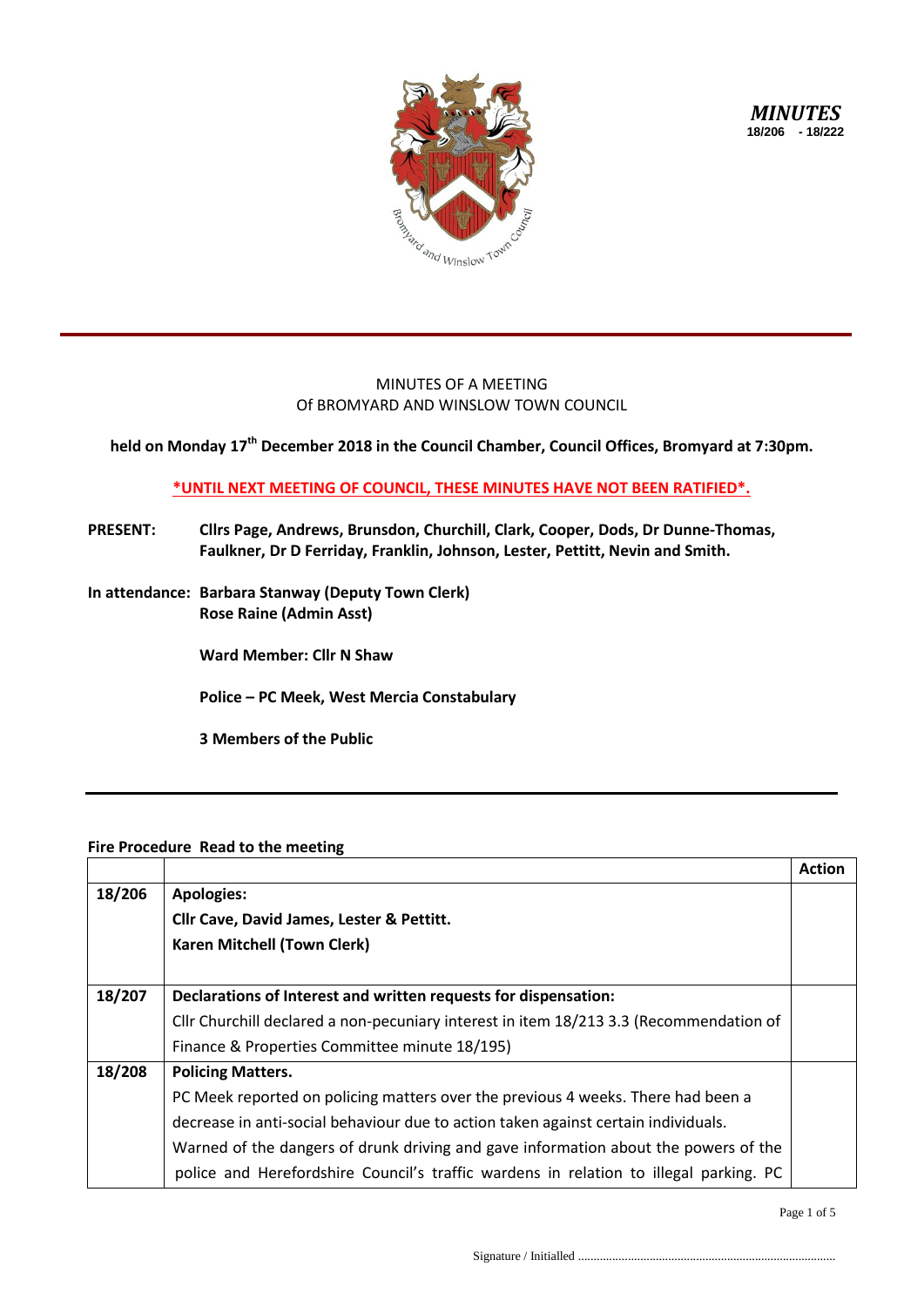*MINUTES*
**18/206 - 18/222**

MINUTES OF A MEETING
Of BROMYARD AND WINSLOW TOWN COUNCIL

**held on Monday 17th December 2018 in the Council Chamber, Council Offices, Bromyard at 7:30pm.**

**\*UNTIL NEXT MEETING OF COUNCIL, THESE MINUTES HAVE NOT BEEN RATIFIED\*.**

**PRESENT:** **Cllrs Page, Andrews, Brunsdon, Churchill, Clark, Cooper, Dods, Dr Dunne-Thomas, Faulkner, Dr D Ferriday, Franklin, Johnson, Lester, Pettitt, Nevin and Smith.**

**In attendance:** **Barbara Stanway (Deputy Town Clerk)**
**Rose Raine (Admin Asst)**

**Ward Member: Cllr N Shaw**

**Police – PC Meek, West Mercia Constabulary**

**3 Members of the Public**

**Fire Procedure Read to the meeting**

| | | Action |
|---|---|---|
| 18/206 | **Apologies:**<br>**Cllr Cave, David James, Lester & Pettitt.**<br>**Karen Mitchell (Town Clerk)** | |
| 18/207 | **Declarations of Interest and written requests for dispensation:**<br>Cllr Churchill declared a non-pecuniary interest in item 18/213 3.3 (Recommendation of Finance & Properties Committee minute 18/195) | |
| 18/208 | **Policing Matters.**<br>PC Meek reported on policing matters over the previous 4 weeks. There had been a decrease in anti-social behaviour due to action taken against certain individuals. Warned of the dangers of drunk driving and gave information about the powers of the police and Herefordshire Council's traffic wardens in relation to illegal parking. PC | |

Signature / Initialled ..................................................................................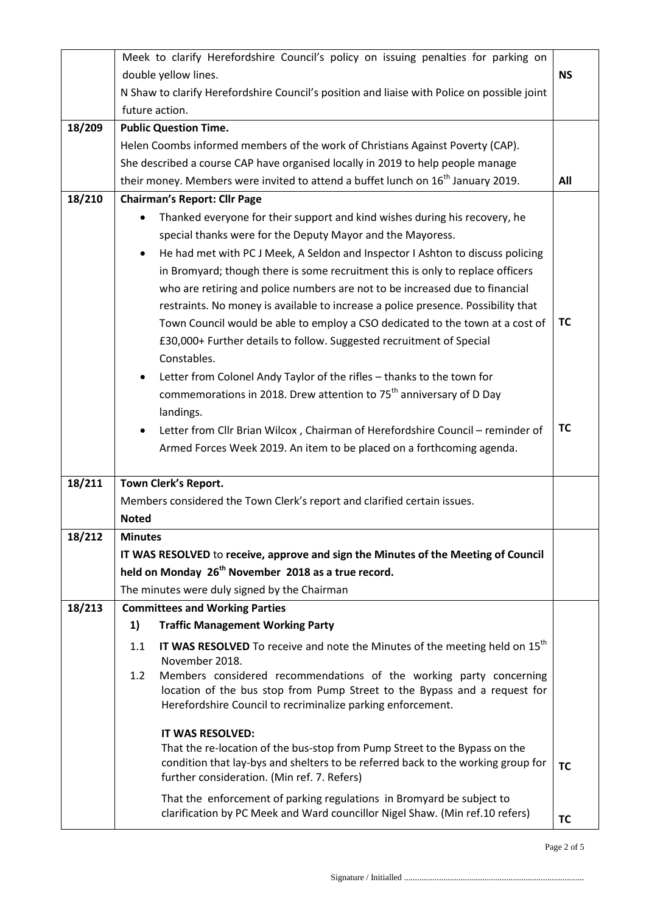| | | |
|---|---|---|
| | Meek to clarify Herefordshire Council's policy on issuing penalties for parking on double yellow lines.<br>N Shaw to clarify Herefordshire Council's position and liaise with Police on possible joint future action. | **NS** |
| **18/209** | **Public Question Time.**<br>Helen Coombs informed members of the work of Christians Against Poverty (CAP). She described a course CAP have organised locally in 2019 to help people manage their money. Members were invited to attend a buffet lunch on 16th January 2019. | **All** |
| **18/210** | **Chairman's Report: Cllr Page**<br>• Thanked everyone for their support and kind wishes during his recovery, he special thanks were for the Deputy Mayor and the Mayoress.<br>• He had met with PC J Meek, A Seldon and Inspector I Ashton to discuss policing in Bromyard; though there is some recruitment this is only to replace officers who are retiring and police numbers are not to be increased due to financial restraints. No money is available to increase a police presence. Possibility that Town Council would be able to employ a CSO dedicated to the town at a cost of £30,000+ Further details to follow. Suggested recruitment of Special Constables.<br>• Letter from Colonel Andy Taylor of the rifles – thanks to the town for commemorations in 2018. Drew attention to 75th anniversary of D Day landings.<br>• Letter from Cllr Brian Wilcox , Chairman of Herefordshire Council – reminder of Armed Forces Week 2019. An item to be placed on a forthcoming agenda. | **TC**<br><br>**TC** |
| **18/211** | **Town Clerk's Report.**<br>Members considered the Town Clerk's report and clarified certain issues.<br>**Noted** | |
| **18/212** | **Minutes**<br>**IT WAS RESOLVED** to **receive, approve and sign the Minutes of the Meeting of Council held on Monday 26th November 2018 as a true record.**<br>The minutes were duly signed by the Chairman | |
| **18/213** | **Committees and Working Parties**<br>**1) Traffic Management Working Party**<br>1.1 **IT WAS RESOLVED** To receive and note the Minutes of the meeting held on 15th November 2018.<br>1.2 Members considered recommendations of the working party concerning location of the bus stop from Pump Street to the Bypass and a request for Herefordshire Council to recriminalize parking enforcement.<br><br>**IT WAS RESOLVED:**<br>That the re-location of the bus-stop from Pump Street to the Bypass on the condition that lay-bys and shelters to be referred back to the working group for further consideration. (Min ref. 7. Refers)<br><br>That the enforcement of parking regulations in Bromyard be subject to clarification by PC Meek and Ward councillor Nigel Shaw. (Min ref.10 refers) | **TC**<br><br>**TC** |

Signature / Initialled ..................................................................................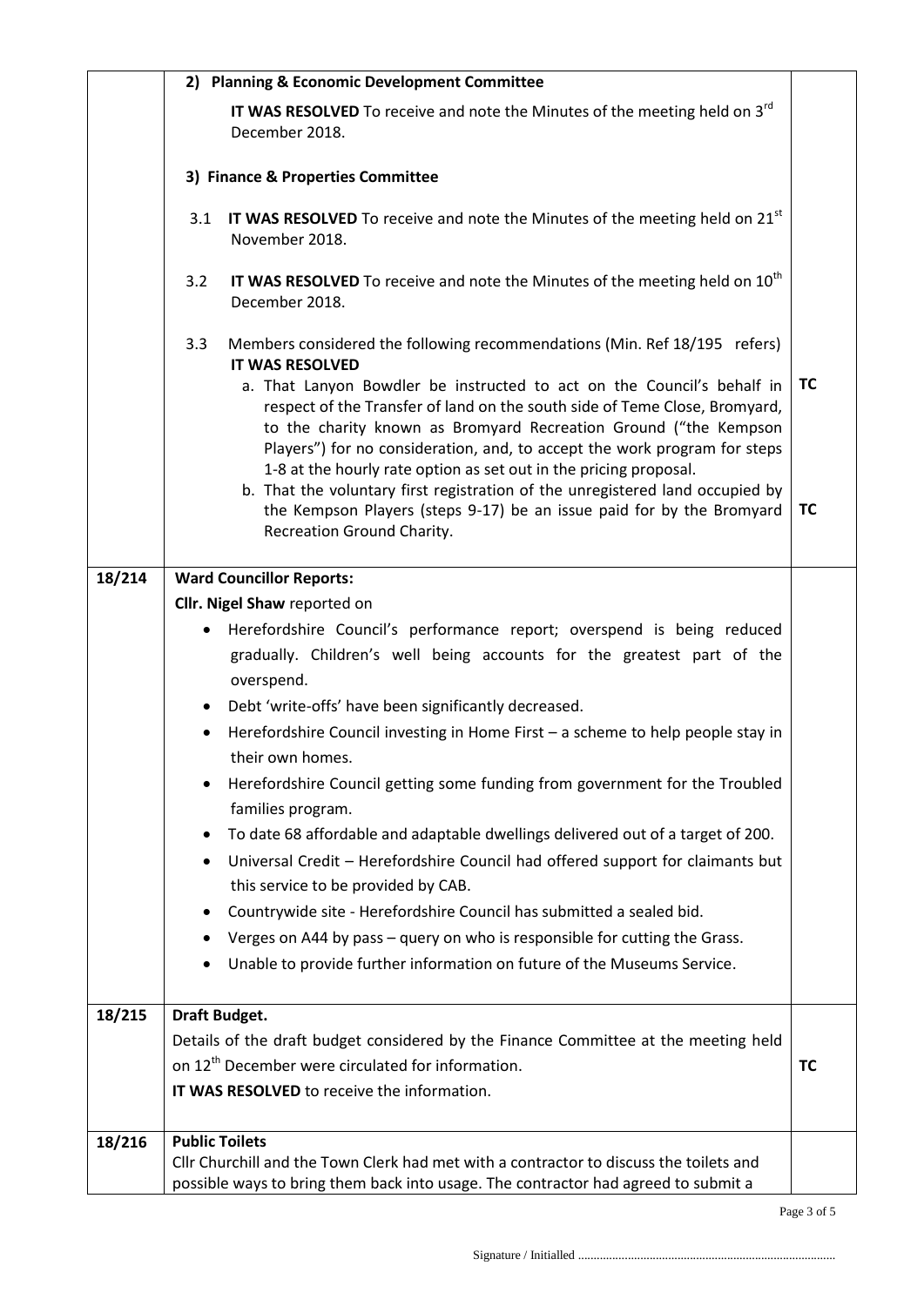| | | |
|---|---|---|
| | **2) Planning & Economic Development Committee**<br><br>**IT WAS RESOLVED** To receive and note the Minutes of the meeting held on 3rd December 2018.<br><br>**3) Finance & Properties Committee**<br><br>3.1 **IT WAS RESOLVED** To receive and note the Minutes of the meeting held on 21st November 2018.<br><br>3.2 **IT WAS RESOLVED** To receive and note the Minutes of the meeting held on 10th December 2018.<br><br>3.3 Members considered the following recommendations (Min. Ref 18/195 refers) **IT WAS RESOLVED**<br>a. That Lanyon Bowdler be instructed to act on the Council's behalf in respect of the Transfer of land on the south side of Teme Close, Bromyard, to the charity known as Bromyard Recreation Ground ("the Kempson Players") for no consideration, and, to accept the work program for steps 1-8 at the hourly rate option as set out in the pricing proposal.<br>b. That the voluntary first registration of the unregistered land occupied by the Kempson Players (steps 9-17) be an issue paid for by the Bromyard Recreation Ground Charity. | TC<br><br>TC |
| 18/214 | **Ward Councillor Reports:**<br>**Cllr. Nigel Shaw** reported on<br>• Herefordshire Council's performance report; overspend is being reduced gradually. Children's well being accounts for the greatest part of the overspend.<br>• Debt 'write-offs' have been significantly decreased.<br>• Herefordshire Council investing in Home First – a scheme to help people stay in their own homes.<br>• Herefordshire Council getting some funding from government for the Troubled families program.<br>• To date 68 affordable and adaptable dwellings delivered out of a target of 200.<br>• Universal Credit – Herefordshire Council had offered support for claimants but this service to be provided by CAB.<br>• Countrywide site - Herefordshire Council has submitted a sealed bid.<br>• Verges on A44 by pass – query on who is responsible for cutting the Grass.<br>• Unable to provide further information on future of the Museums Service. | |
| 18/215 | **Draft Budget.**<br>Details of the draft budget considered by the Finance Committee at the meeting held on 12th December were circulated for information.<br>**IT WAS RESOLVED** to receive the information. | TC |
| 18/216 | **Public Toilets**<br>Cllr Churchill and the Town Clerk had met with a contractor to discuss the toilets and possible ways to bring them back into usage. The contractor had agreed to submit a | |

Signature / Initialled ..................................................................................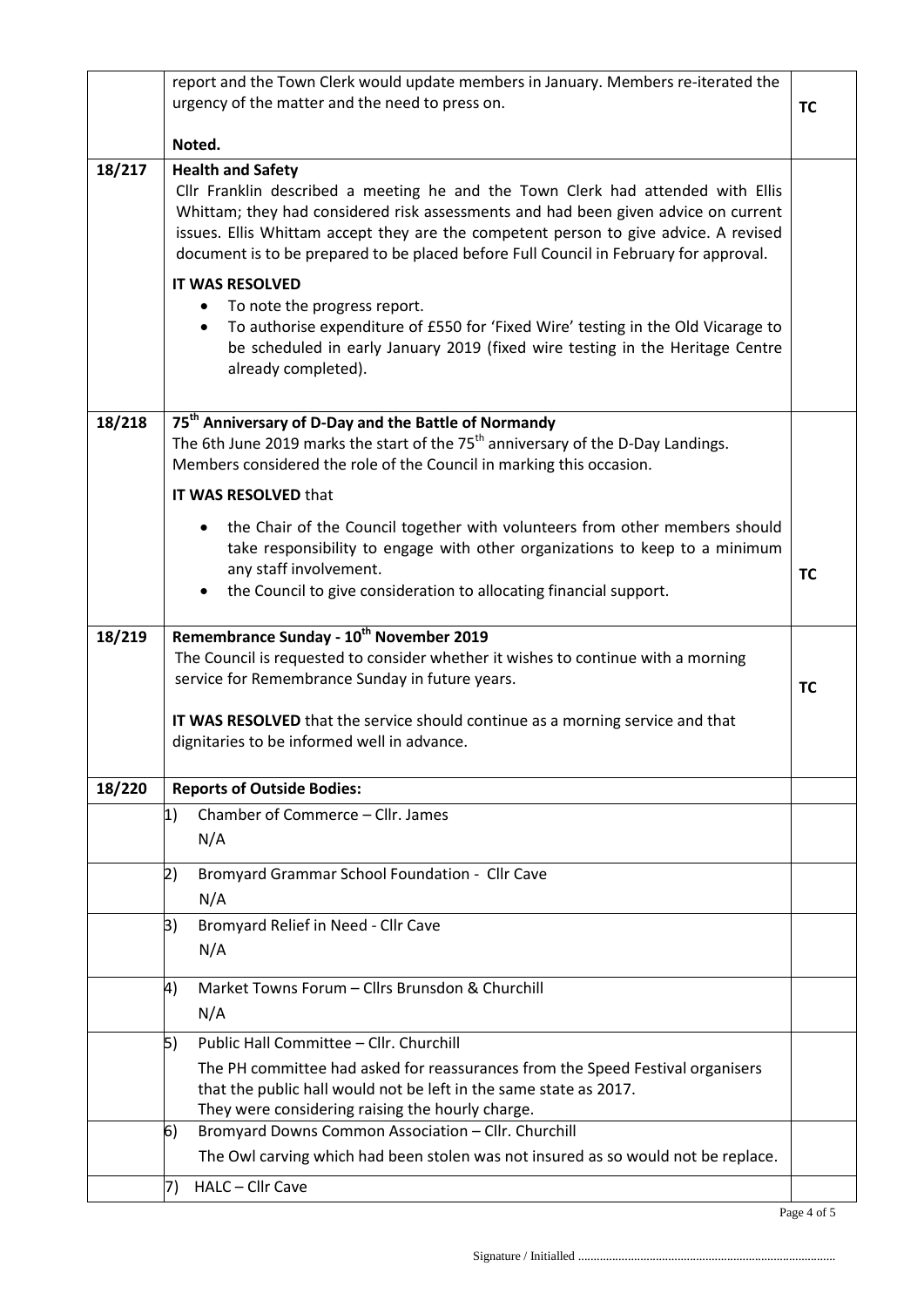| | | |
|---|---|---|
| | report and the Town Clerk would update members in January. Members re-iterated the urgency of the matter and the need to press on.<br><br>**Noted.** | **TC** |
| **18/217** | **Health and Safety**<br>Cllr Franklin described a meeting he and the Town Clerk had attended with Ellis Whittam; they had considered risk assessments and had been given advice on current issues. Ellis Whittam accept they are the competent person to give advice. A revised document is to be prepared to be placed before Full Council in February for approval.<br><br>**IT WAS RESOLVED**<br>• To note the progress report.<br>• To authorise expenditure of £550 for 'Fixed Wire' testing in the Old Vicarage to be scheduled in early January 2019 (fixed wire testing in the Heritage Centre already completed). | |
| **18/218** | **75th Anniversary of D-Day and the Battle of Normandy**<br>The 6th June 2019 marks the start of the 75th anniversary of the D-Day Landings. Members considered the role of the Council in marking this occasion.<br><br>**IT WAS RESOLVED** that<br>• the Chair of the Council together with volunteers from other members should take responsibility to engage with other organizations to keep to a minimum any staff involvement.<br>• the Council to give consideration to allocating financial support. | **TC** |
| **18/219** | **Remembrance Sunday - 10th November 2019**<br>The Council is requested to consider whether it wishes to continue with a morning service for Remembrance Sunday in future years.<br><br>**IT WAS RESOLVED** that the service should continue as a morning service and that dignitaries to be informed well in advance. | **TC** |
| **18/220** | **Reports of Outside Bodies:** | |
| | 1) Chamber of Commerce – Cllr. James<br>N/A | |
| | 2) Bromyard Grammar School Foundation - Cllr Cave<br>N/A | |
| | 3) Bromyard Relief in Need - Cllr Cave<br>N/A | |
| | 4) Market Towns Forum – Cllrs Brunsdon & Churchill<br>N/A | |
| | 5) Public Hall Committee – Cllr. Churchill<br>The PH committee had asked for reassurances from the Speed Festival organisers that the public hall would not be left in the same state as 2017.<br>They were considering raising the hourly charge. | |
| | 6) Bromyard Downs Common Association – Cllr. Churchill<br>The Owl carving which had been stolen was not insured as so would not be replace. | |
| | 7) HALC – Cllr Cave | |

Signature / Initialled ..................................................................................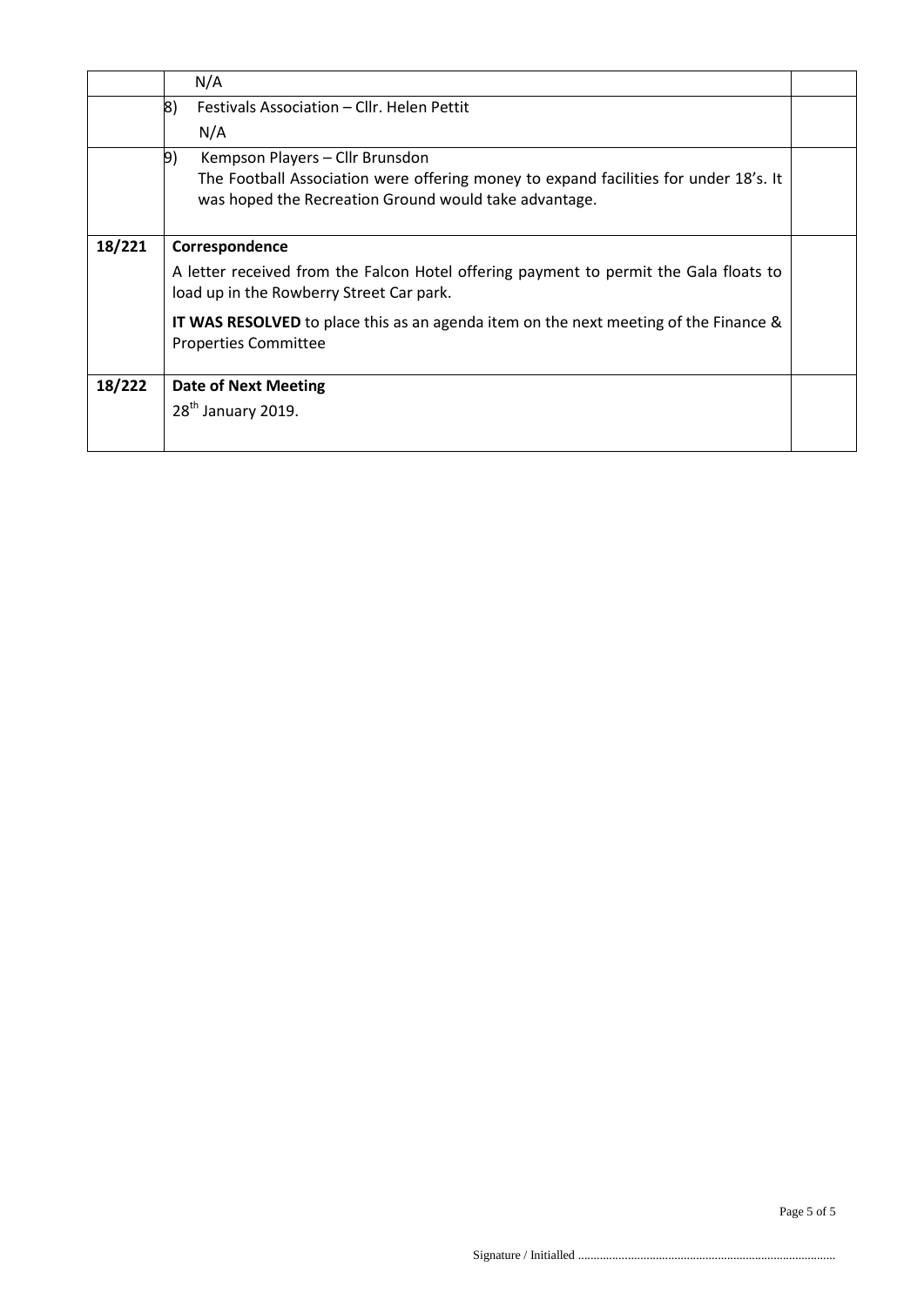| | | |
|---|---|---|
| | N/A | |
| | 8) Festivals Association – Cllr. Helen Pettit<br>N/A | |
| | 9) Kempson Players – Cllr Brunsdon<br>The Football Association were offering money to expand facilities for under 18's. It was hoped the Recreation Ground would take advantage. | |
| **18/221** | **Correspondence**<br>A letter received from the Falcon Hotel offering payment to permit the Gala floats to load up in the Rowberry Street Car park.<br>**IT WAS RESOLVED** to place this as an agenda item on the next meeting of the Finance & Properties Committee | |
| **18/222** | **Date of Next Meeting**<br>28th January 2019. | |

Signature / Initialled ..................................................................................